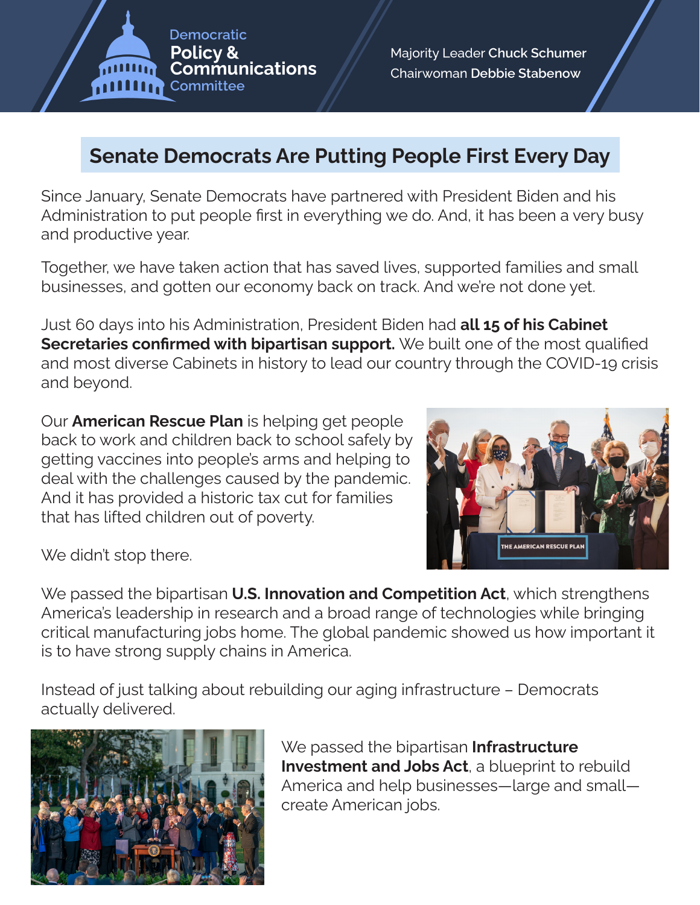Democratic
**Policy & Communications**
Committee

Majority Leader **Chuck Schumer**
Chairwoman **Debbie Stabenow**

## Senate Democrats Are Putting People First Every Day

Since January, Senate Democrats have partnered with President Biden and his Administration to put people first in everything we do. And, it has been a very busy and productive year.

Together, we have taken action that has saved lives, supported families and small businesses, and gotten our economy back on track. And we're not done yet.

Just 60 days into his Administration, President Biden had **all 15 of his Cabinet Secretaries confirmed with bipartisan support.** We built one of the most qualified and most diverse Cabinets in history to lead our country through the COVID-19 crisis and beyond.

Our **American Rescue Plan** is helping get people back to work and children back to school safely by getting vaccines into people's arms and helping to deal with the challenges caused by the pandemic. And it has provided a historic tax cut for families that has lifted children out of poverty.

We didn't stop there.

We passed the bipartisan **U.S. Innovation and Competition Act**, which strengthens America's leadership in research and a broad range of technologies while bringing critical manufacturing jobs home. The global pandemic showed us how important it is to have strong supply chains in America.

Instead of just talking about rebuilding our aging infrastructure – Democrats actually delivered.

We passed the bipartisan **Infrastructure Investment and Jobs Act**, a blueprint to rebuild America and help businesses—large and small—create American jobs.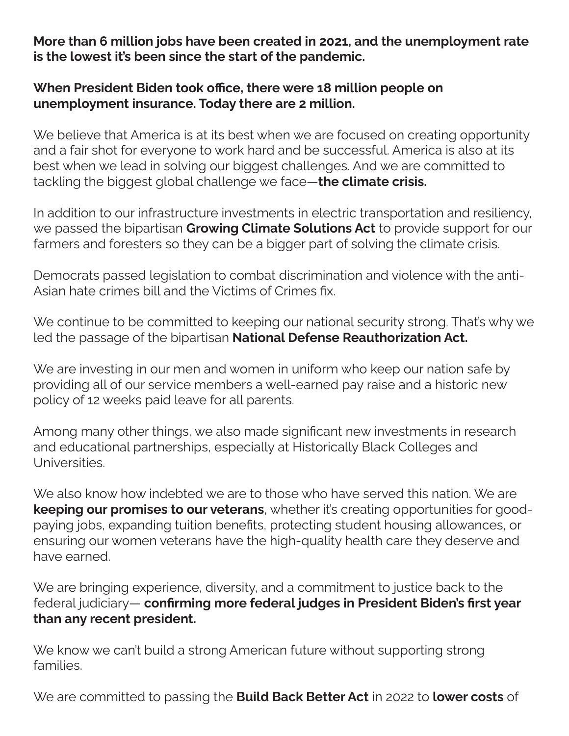**More than 6 million jobs have been created in 2021, and the unemployment rate is the lowest it's been since the start of the pandemic.**

**When President Biden took office, there were 18 million people on unemployment insurance. Today there are 2 million.**

We believe that America is at its best when we are focused on creating opportunity and a fair shot for everyone to work hard and be successful. America is also at its best when we lead in solving our biggest challenges. And we are committed to tackling the biggest global challenge we face—**the climate crisis.**

In addition to our infrastructure investments in electric transportation and resiliency, we passed the bipartisan **Growing Climate Solutions Act** to provide support for our farmers and foresters so they can be a bigger part of solving the climate crisis.

Democrats passed legislation to combat discrimination and violence with the anti-Asian hate crimes bill and the Victims of Crimes fix.

We continue to be committed to keeping our national security strong. That's why we led the passage of the bipartisan **National Defense Reauthorization Act.**

We are investing in our men and women in uniform who keep our nation safe by providing all of our service members a well-earned pay raise and a historic new policy of 12 weeks paid leave for all parents.

Among many other things, we also made significant new investments in research and educational partnerships, especially at Historically Black Colleges and Universities.

We also know how indebted we are to those who have served this nation. We are **keeping our promises to our veterans**, whether it's creating opportunities for good-paying jobs, expanding tuition benefits, protecting student housing allowances, or ensuring our women veterans have the high-quality health care they deserve and have earned.

We are bringing experience, diversity, and a commitment to justice back to the federal judiciary— **confirming more federal judges in President Biden's first year than any recent president.**

We know we can't build a strong American future without supporting strong families.

We are committed to passing the **Build Back Better Act** in 2022 to **lower costs** of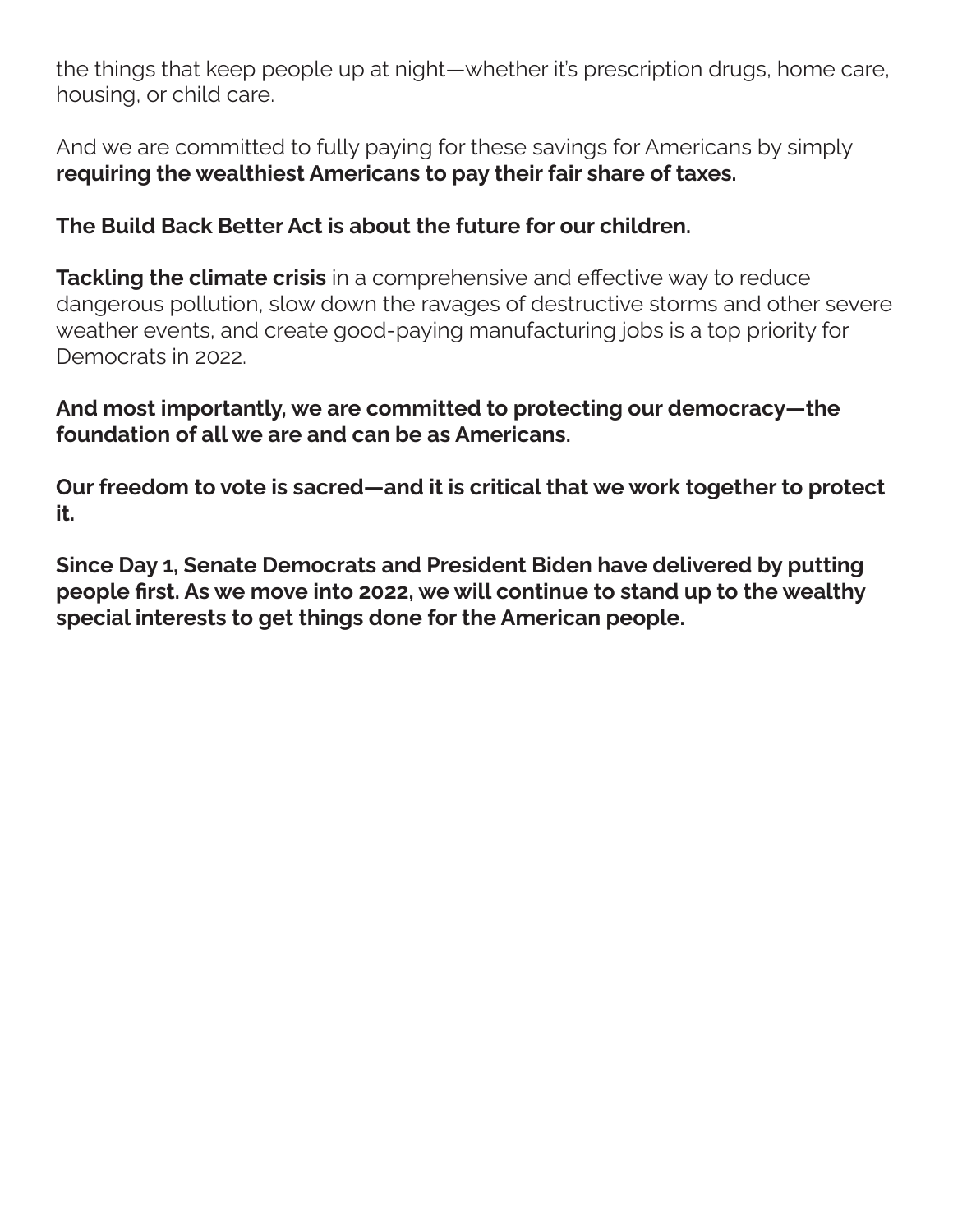the things that keep people up at night—whether it's prescription drugs, home care, housing, or child care.

And we are committed to fully paying for these savings for Americans by simply **requiring the wealthiest Americans to pay their fair share of taxes.**

**The Build Back Better Act is about the future for our children.**

**Tackling the climate crisis** in a comprehensive and effective way to reduce dangerous pollution, slow down the ravages of destructive storms and other severe weather events, and create good-paying manufacturing jobs is a top priority for Democrats in 2022.

**And most importantly, we are committed to protecting our democracy—the foundation of all we are and can be as Americans.**

**Our freedom to vote is sacred—and it is critical that we work together to protect it.**

**Since Day 1, Senate Democrats and President Biden have delivered by putting people first. As we move into 2022, we will continue to stand up to the wealthy special interests to get things done for the American people.**